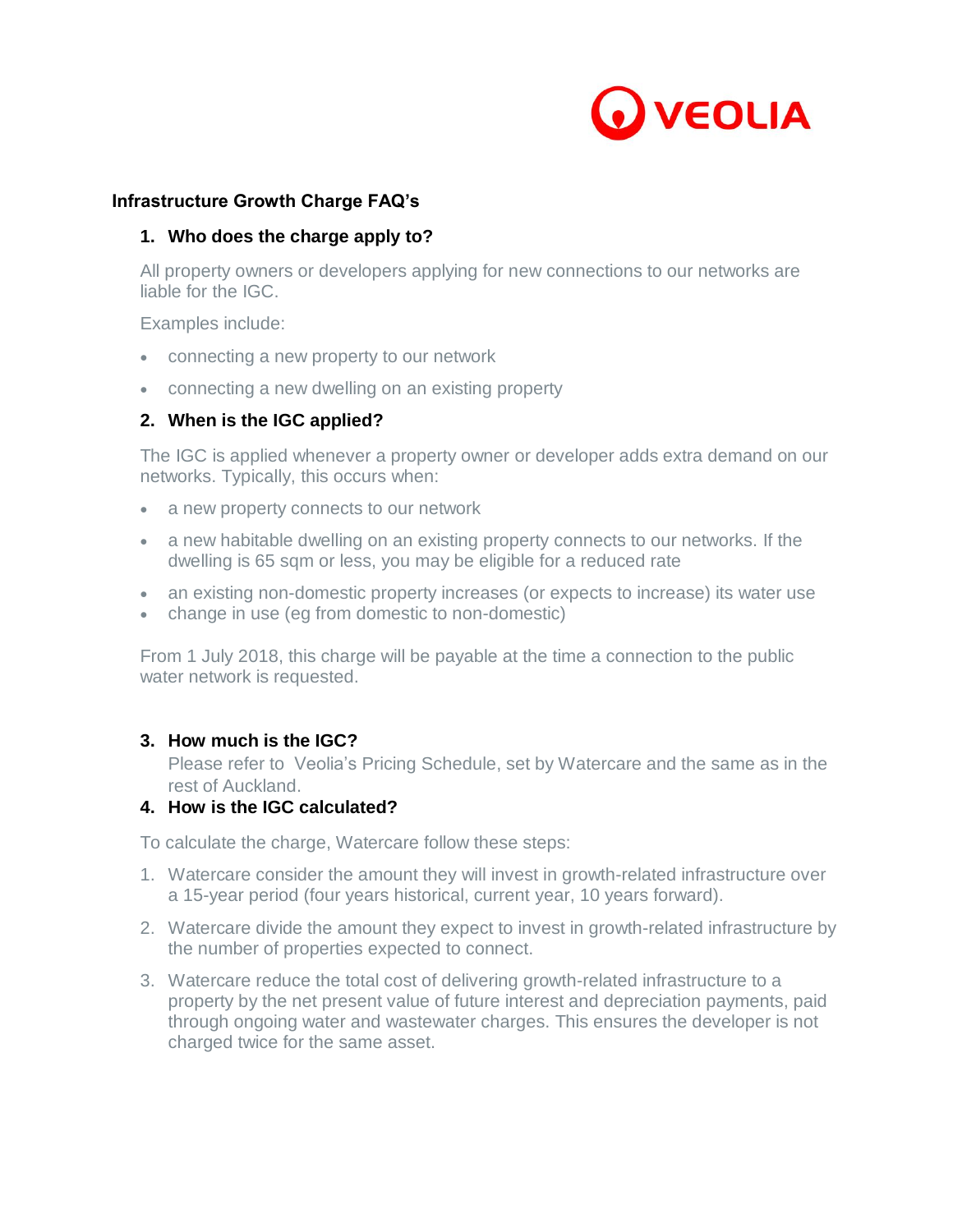## Infrastructure Growth Charge FAQ's

### 1. Who does the charge apply to?

All property owners or developers applying for new connections to our networks are liable for the IGC.

Examples include:

- connecting a new property to our network
- connecting a new dwelling on an existing property

### 2. When is the IGC applied?

The IGC is applied whenever a property owner or developer adds extra demand on our networks. Typically, this occurs when:

- a new property connects to our network
- a new habitable dwelling on an existing property connects to our networks. If the dwelling is 65 sqm or less, you may be eligible for a reduced rate
- an existing non-domestic property increases (or expects to increase) its water use
- change in use (eg from domestic to non-domestic)

From 1 July 2018, this charge will be payable at the time a connection to the public water network is requested.

### 3. How much is the IGC?

Please refer to Veolia's Pricing Schedule, set by Watercare and the same as in the rest of Auckland.

### 4. How is the IGC calculated?

To calculate the charge, Watercare follow these steps:

1. Watercare consider the amount they will invest in growth-related infrastructure over a 15-year period (four years historical, current year, 10 years forward).
2. Watercare divide the amount they expect to invest in growth-related infrastructure by the number of properties expected to connect.
3. Watercare reduce the total cost of delivering growth-related infrastructure to a property by the net present value of future interest and depreciation payments, paid through ongoing water and wastewater charges. This ensures the developer is not charged twice for the same asset.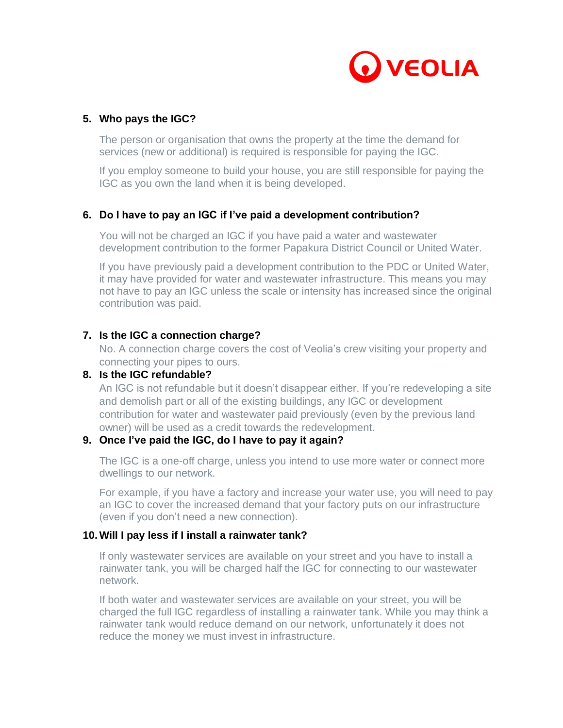5. **Who pays the IGC?**

   The person or organisation that owns the property at the time the demand for services (new or additional) is required is responsible for paying the IGC.

   If you employ someone to build your house, you are still responsible for paying the IGC as you own the land when it is being developed.

6. **Do I have to pay an IGC if I've paid a development contribution?**

   You will not be charged an IGC if you have paid a water and wastewater development contribution to the former Papakura District Council or United Water.

   If you have previously paid a development contribution to the PDC or United Water, it may have provided for water and wastewater infrastructure. This means you may not have to pay an IGC unless the scale or intensity has increased since the original contribution was paid.

7. **Is the IGC a connection charge?**

   No. A connection charge covers the cost of Veolia's crew visiting your property and connecting your pipes to ours.

8. **Is the IGC refundable?**

   An IGC is not refundable but it doesn't disappear either. If you're redeveloping a site and demolish part or all of the existing buildings, any IGC or development contribution for water and wastewater paid previously (even by the previous land owner) will be used as a credit towards the redevelopment.

9. **Once I've paid the IGC, do I have to pay it again?**

   The IGC is a one-off charge, unless you intend to use more water or connect more dwellings to our network.

   For example, if you have a factory and increase your water use, you will need to pay an IGC to cover the increased demand that your factory puts on our infrastructure (even if you don't need a new connection).

10. **Will I pay less if I install a rainwater tank?**

    If only wastewater services are available on your street and you have to install a rainwater tank, you will be charged half the IGC for connecting to our wastewater network.

    If both water and wastewater services are available on your street, you will be charged the full IGC regardless of installing a rainwater tank. While you may think a rainwater tank would reduce demand on our network, unfortunately it does not reduce the money we must invest in infrastructure.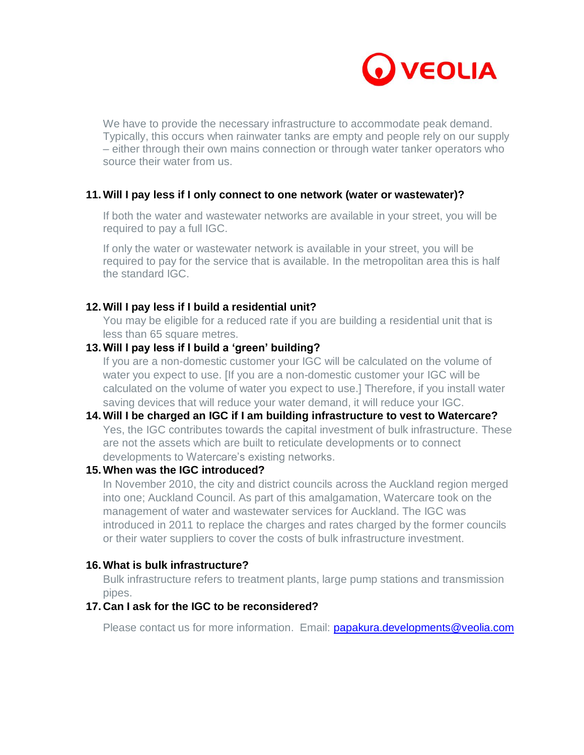We have to provide the necessary infrastructure to accommodate peak demand. Typically, this occurs when rainwater tanks are empty and people rely on our supply – either through their own mains connection or through water tanker operators who source their water from us.

**11. Will I pay less if I only connect to one network (water or wastewater)?**

If both the water and wastewater networks are available in your street, you will be required to pay a full IGC.

If only the water or wastewater network is available in your street, you will be required to pay for the service that is available. In the metropolitan area this is half the standard IGC.

**12. Will I pay less if I build a residential unit?**

You may be eligible for a reduced rate if you are building a residential unit that is less than 65 square metres.

**13. Will I pay less if I build a 'green' building?**

If you are a non-domestic customer your IGC will be calculated on the volume of water you expect to use. [If you are a non-domestic customer your IGC will be calculated on the volume of water you expect to use.] Therefore, if you install water saving devices that will reduce your water demand, it will reduce your IGC.

**14. Will I be charged an IGC if I am building infrastructure to vest to Watercare?**

Yes, the IGC contributes towards the capital investment of bulk infrastructure. These are not the assets which are built to reticulate developments or to connect developments to Watercare's existing networks.

**15. When was the IGC introduced?**

In November 2010, the city and district councils across the Auckland region merged into one; Auckland Council. As part of this amalgamation, Watercare took on the management of water and wastewater services for Auckland. The IGC was introduced in 2011 to replace the charges and rates charged by the former councils or their water suppliers to cover the costs of bulk infrastructure investment.

**16. What is bulk infrastructure?**

Bulk infrastructure refers to treatment plants, large pump stations and transmission pipes.

**17. Can I ask for the IGC to be reconsidered?**

Please contact us for more information. Email: papakura.developments@veolia.com